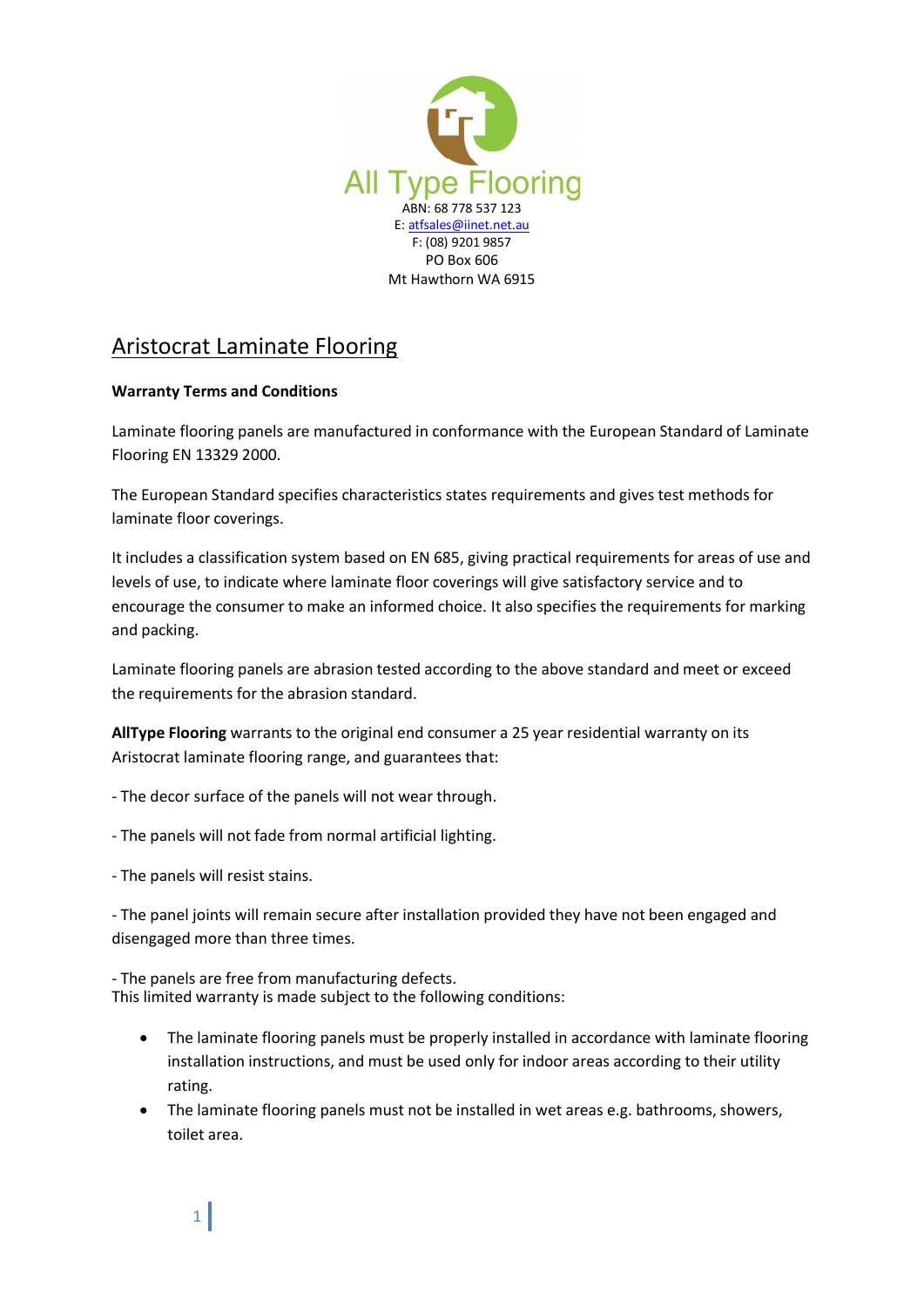All Type Flooring

ABN: 68 778 537 123

E: atfsales@iinet.net.au

F: (08) 9201 9857

PO Box 606

Mt Hawthorn WA 6915

# Aristocrat Laminate Flooring

**Warranty Terms and Conditions**

Laminate flooring panels are manufactured in conformance with the European Standard of Laminate Flooring EN 13329 2000.

The European Standard specifies characteristics states requirements and gives test methods for laminate floor coverings.

It includes a classification system based on EN 685, giving practical requirements for areas of use and levels of use, to indicate where laminate floor coverings will give satisfactory service and to encourage the consumer to make an informed choice. It also specifies the requirements for marking and packing.

Laminate flooring panels are abrasion tested according to the above standard and meet or exceed the requirements for the abrasion standard.

**AllType Flooring** warrants to the original end consumer a 25 year residential warranty on its Aristocrat laminate flooring range, and guarantees that:

- The decor surface of the panels will not wear through.

- The panels will not fade from normal artificial lighting.

- The panels will resist stains.

- The panel joints will remain secure after installation provided they have not been engaged and disengaged more than three times.

- The panels are free from manufacturing defects.

This limited warranty is made subject to the following conditions:

- The laminate flooring panels must be properly installed in accordance with laminate flooring installation instructions, and must be used only for indoor areas according to their utility rating.
- The laminate flooring panels must not be installed in wet areas e.g. bathrooms, showers, toilet area.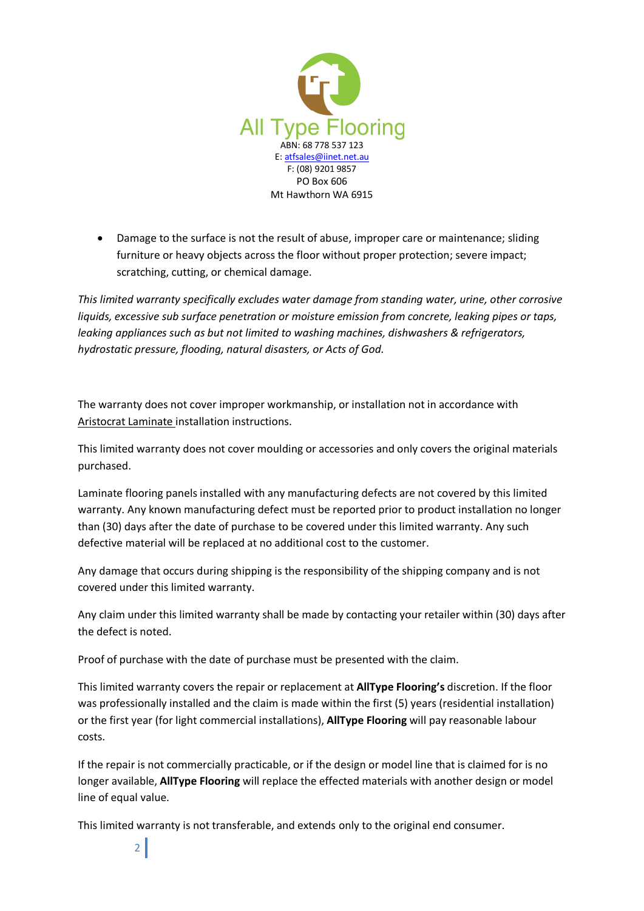All Type Flooring
ABN: 68 778 537 123
E: atfsales@iinet.net.au
F: (08) 9201 9857
PO Box 606
Mt Hawthorn WA 6915

- Damage to the surface is not the result of abuse, improper care or maintenance; sliding furniture or heavy objects across the floor without proper protection; severe impact; scratching, cutting, or chemical damage.

*This limited warranty specifically excludes water damage from standing water, urine, other corrosive liquids, excessive sub surface penetration or moisture emission from concrete, leaking pipes or taps, leaking appliances such as but not limited to washing machines, dishwashers & refrigerators, hydrostatic pressure, flooding, natural disasters, or Acts of God.*

The warranty does not cover improper workmanship, or installation not in accordance with Aristocrat Laminate installation instructions.

This limited warranty does not cover moulding or accessories and only covers the original materials purchased.

Laminate flooring panels installed with any manufacturing defects are not covered by this limited warranty. Any known manufacturing defect must be reported prior to product installation no longer than (30) days after the date of purchase to be covered under this limited warranty. Any such defective material will be replaced at no additional cost to the customer.

Any damage that occurs during shipping is the responsibility of the shipping company and is not covered under this limited warranty.

Any claim under this limited warranty shall be made by contacting your retailer within (30) days after the defect is noted.

Proof of purchase with the date of purchase must be presented with the claim.

This limited warranty covers the repair or replacement at **AllType Flooring's** discretion. If the floor was professionally installed and the claim is made within the first (5) years (residential installation) or the first year (for light commercial installations), **AllType Flooring** will pay reasonable labour costs.

If the repair is not commercially practicable, or if the design or model line that is claimed for is no longer available, **AllType Flooring** will replace the effected materials with another design or model line of equal value.

This limited warranty is not transferable, and extends only to the original end consumer.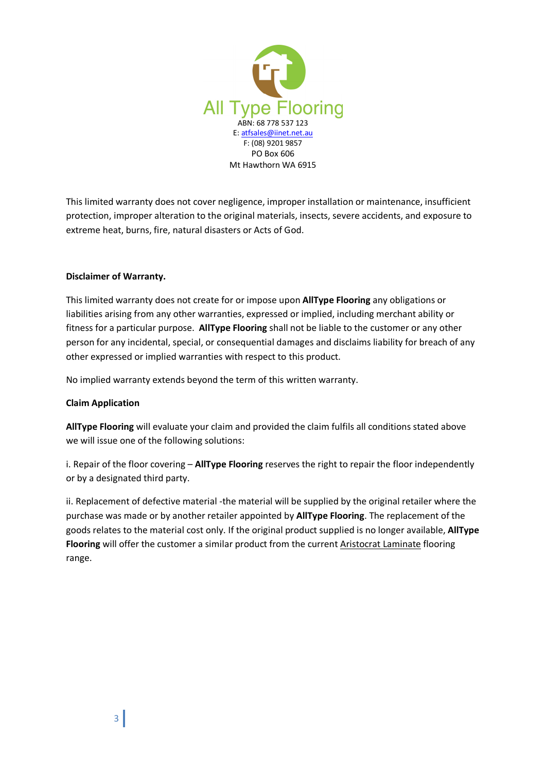All Type Flooring

ABN: 68 778 537 123
E: atfsales@iinet.net.au
F: (08) 9201 9857
PO Box 606
Mt Hawthorn WA 6915

This limited warranty does not cover negligence, improper installation or maintenance, insufficient protection, improper alteration to the original materials, insects, severe accidents, and exposure to extreme heat, burns, fire, natural disasters or Acts of God.

**Disclaimer of Warranty.**

This limited warranty does not create for or impose upon **AllType Flooring** any obligations or liabilities arising from any other warranties, expressed or implied, including merchant ability or fitness for a particular purpose. **AllType Flooring** shall not be liable to the customer or any other person for any incidental, special, or consequential damages and disclaims liability for breach of any other expressed or implied warranties with respect to this product.

No implied warranty extends beyond the term of this written warranty.

**Claim Application**

**AllType Flooring** will evaluate your claim and provided the claim fulfils all conditions stated above we will issue one of the following solutions:

i. Repair of the floor covering – **AllType Flooring** reserves the right to repair the floor independently or by a designated third party.

ii. Replacement of defective material -the material will be supplied by the original retailer where the purchase was made or by another retailer appointed by **AllType Flooring**. The replacement of the goods relates to the material cost only. If the original product supplied is no longer available, **AllType Flooring** will offer the customer a similar product from the current Aristocrat Laminate flooring range.